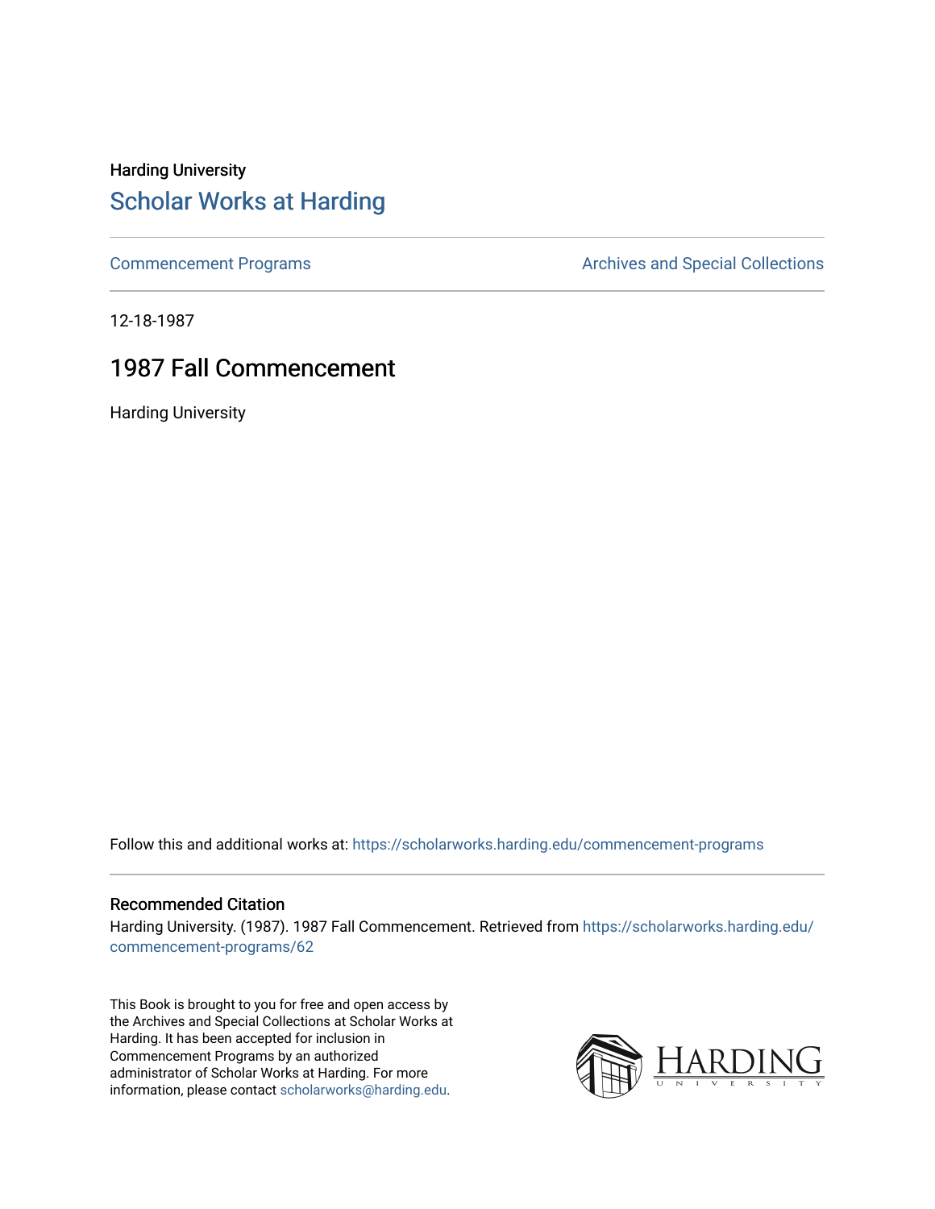Harding University

## Scholar Works at Harding

Commencement Programs | Archives and Special Collections

12-18-1987

# 1987 Fall Commencement

Harding University

Follow this and additional works at: https://scholarworks.harding.edu/commencement-programs

### Recommended Citation

Harding University. (1987). 1987 Fall Commencement. Retrieved from https://scholarworks.harding.edu/commencement-programs/62

This Book is brought to you for free and open access by the Archives and Special Collections at Scholar Works at Harding. It has been accepted for inclusion in Commencement Programs by an authorized administrator of Scholar Works at Harding. For more information, please contact scholarworks@harding.edu.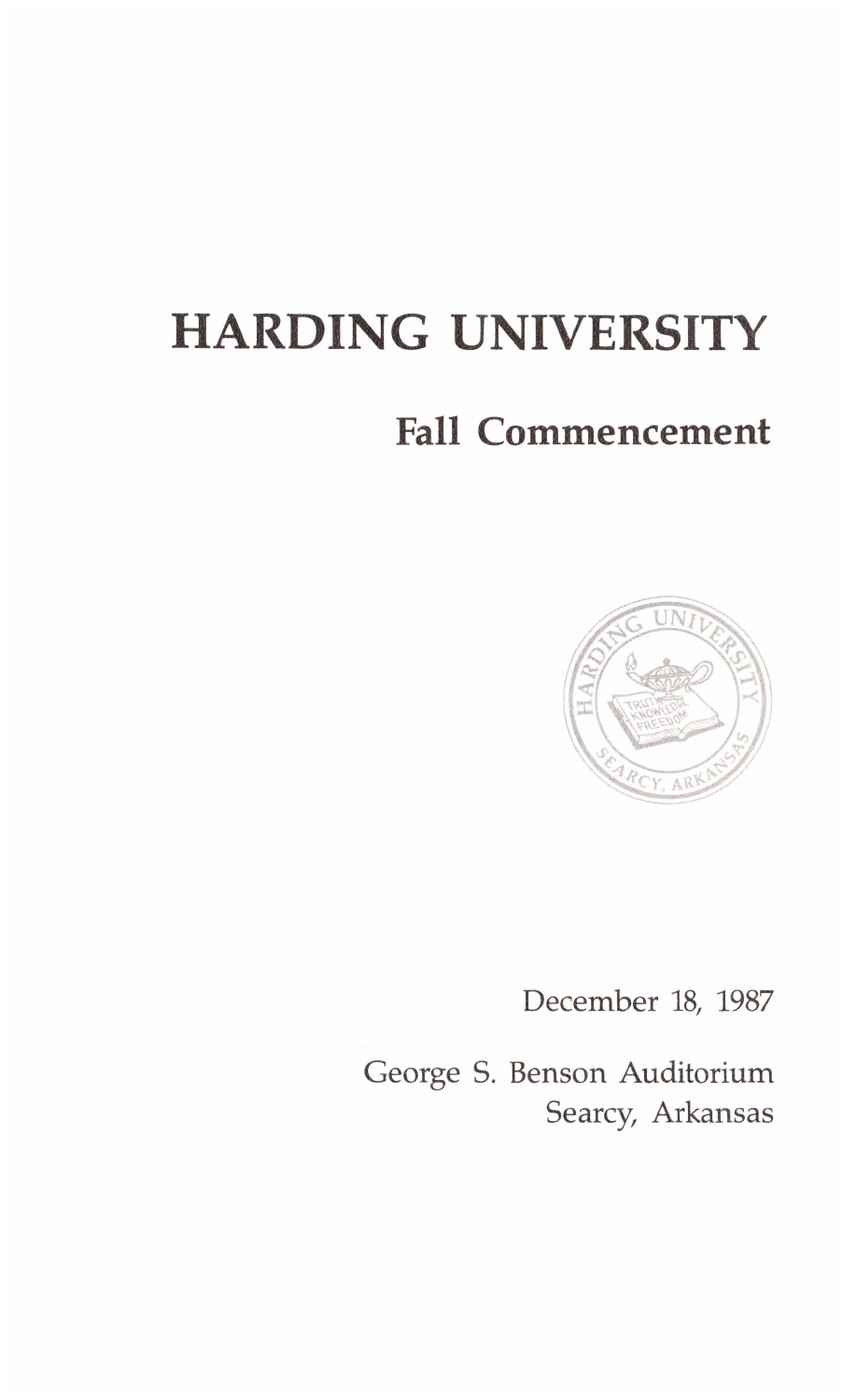# HARDING UNIVERSITY

## Fall Commencement

December 18, 1987

George S. Benson Auditorium
Searcy, Arkansas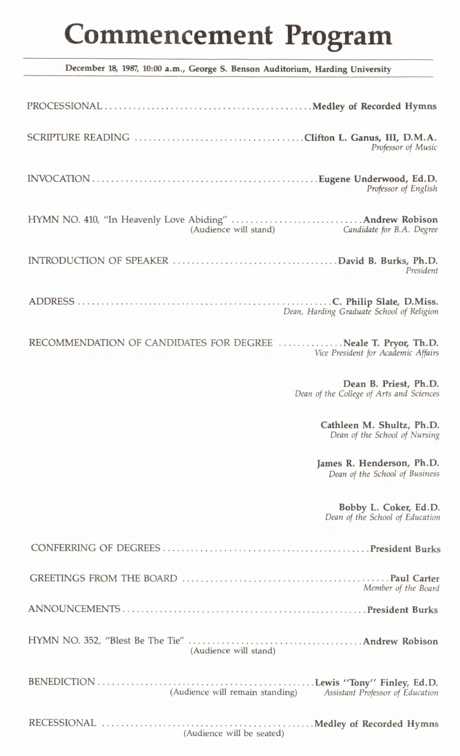# Commencement Program

**December 18, 1987, 10:00 a.m., George S. Benson Auditorium, Harding University**

PROCESSIONAL .............................................. **Medley of Recorded Hymns**

SCRIPTURE READING .............................................. **Clifton L. Ganus, III, D.M.A.**
*Professor of Music*

INVOCATION .............................................. **Eugene Underwood, Ed.D.**
*Professor of English*

HYMN NO. 410, "In Heavenly Love Abiding" .............................................. **Andrew Robison**
(Audience will stand) *Candidate for B.A. Degree*

INTRODUCTION OF SPEAKER .............................................. **David B. Burks, Ph.D.**
*President*

ADDRESS .............................................. **C. Philip Slate, D.Miss.**
*Dean, Harding Graduate School of Religion*

RECOMMENDATION OF CANDIDATES FOR DEGREE .............................................. **Neale T. Pryor, Th.D.**
*Vice President for Academic Affairs*

**Dean B. Priest, Ph.D.**
*Dean of the College of Arts and Sciences*

**Cathleen M. Shultz, Ph.D.**
*Dean of the School of Nursing*

**James R. Henderson, Ph.D.**
*Dean of the School of Business*

**Bobby L. Coker, Ed.D.**
*Dean of the School of Education*

CONFERRING OF DEGREES .............................................. **President Burks**

GREETINGS FROM THE BOARD .............................................. **Paul Carter**
*Member of the Board*

ANNOUNCEMENTS .............................................. **President Burks**

HYMN NO. 352, "Blest Be The Tie" .............................................. **Andrew Robison**
(Audience will stand)

BENEDICTION .............................................. **Lewis "Tony" Finley, Ed.D.**
(Audience will remain standing) *Assistant Professor of Education*

RECESSIONAL .............................................. **Medley of Recorded Hymns**
(Audience will be seated)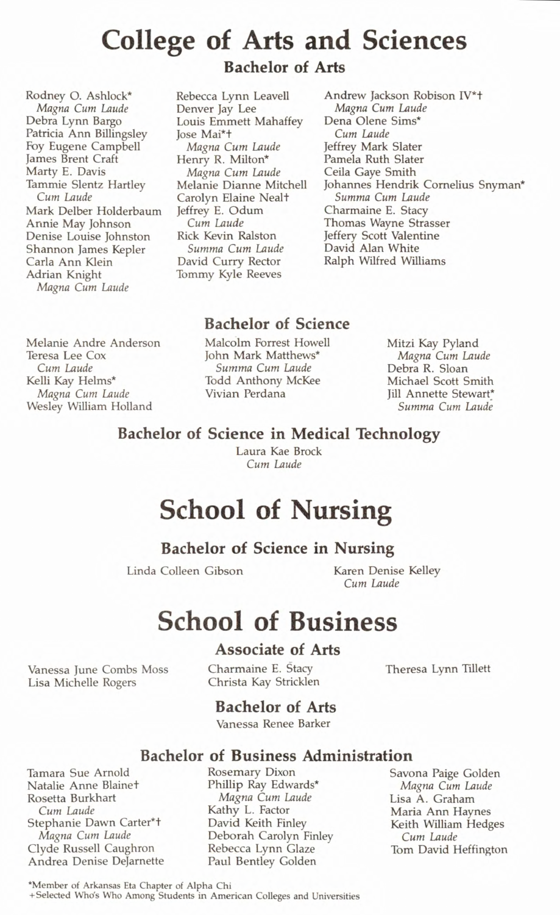# College of Arts and Sciences

## Bachelor of Arts

Rodney O. Ashlock*
*Magna Cum Laude*
Debra Lynn Bargo
Patricia Ann Billingsley
Foy Eugene Campbell
James Brent Craft
Marty E. Davis
Tammie Slentz Hartley
*Cum Laude*
Mark Delber Holderbaum
Annie May Johnson
Denise Louise Johnston
Shannon James Kepler
Carla Ann Klein
Adrian Knight
*Magna Cum Laude*

Rebecca Lynn Leavell
Denver Jay Lee
Louis Emmett Mahaffey
Jose Mai*†
*Magna Cum Laude*
Henry R. Milton*
*Magna Cum Laude*
Melanie Dianne Mitchell
Carolyn Elaine Neal†
Jeffrey E. Odum
*Cum Laude*
Rick Kevin Ralston
*Summa Cum Laude*
David Curry Rector
Tommy Kyle Reeves

Andrew Jackson Robison IV*†
*Magna Cum Laude*
Dena Olene Sims*
*Cum Laude*
Jeffrey Mark Slater
Pamela Ruth Slater
Ceila Gaye Smith
Johannes Hendrik Cornelius Snyman*
*Summa Cum Laude*
Charmaine E. Stacy
Thomas Wayne Strasser
Jeffery Scott Valentine
David Alan White
Ralph Wilfred Williams

## Bachelor of Science

Melanie Andre Anderson
Teresa Lee Cox
*Cum Laude*
Kelli Kay Helms*
*Magna Cum Laude*
Wesley William Holland

Malcolm Forrest Howell
John Mark Matthews*
*Summa Cum Laude*
Todd Anthony McKee
Vivian Perdana

Mitzi Kay Pyland
*Magna Cum Laude*
Debra R. Sloan
Michael Scott Smith
Jill Annette Stewart*
*Summa Cum Laude*

## Bachelor of Science in Medical Technology

Laura Kae Brock
*Cum Laude*

# School of Nursing

## Bachelor of Science in Nursing

Linda Colleen Gibson

Karen Denise Kelley
*Cum Laude*

# School of Business

## Associate of Arts

Vanessa June Combs Moss
Lisa Michelle Rogers

Charmaine E. Stacy
Christa Kay Stricklen

Theresa Lynn Tillett

## Bachelor of Arts

Vanessa Renee Barker

## Bachelor of Business Administration

Tamara Sue Arnold
Natalie Anne Blaine†
Rosetta Burkhart
*Cum Laude*
Stephanie Dawn Carter*†
*Magna Cum Laude*
Clyde Russell Caughron
Andrea Denise DeJarnette

Rosemary Dixon
Phillip Ray Edwards*
*Magna Cum Laude*
Kathy L. Factor
David Keith Finley
Deborah Carolyn Finley
Rebecca Lynn Glaze
Paul Bentley Golden

Savona Paige Golden
*Magna Cum Laude*
Lisa A. Graham
Maria Ann Haynes
Keith William Hedges
*Cum Laude*
Tom David Heffington

*Member of Arkansas Eta Chapter of Alpha Chi
†Selected Who's Who Among Students in American Colleges and Universities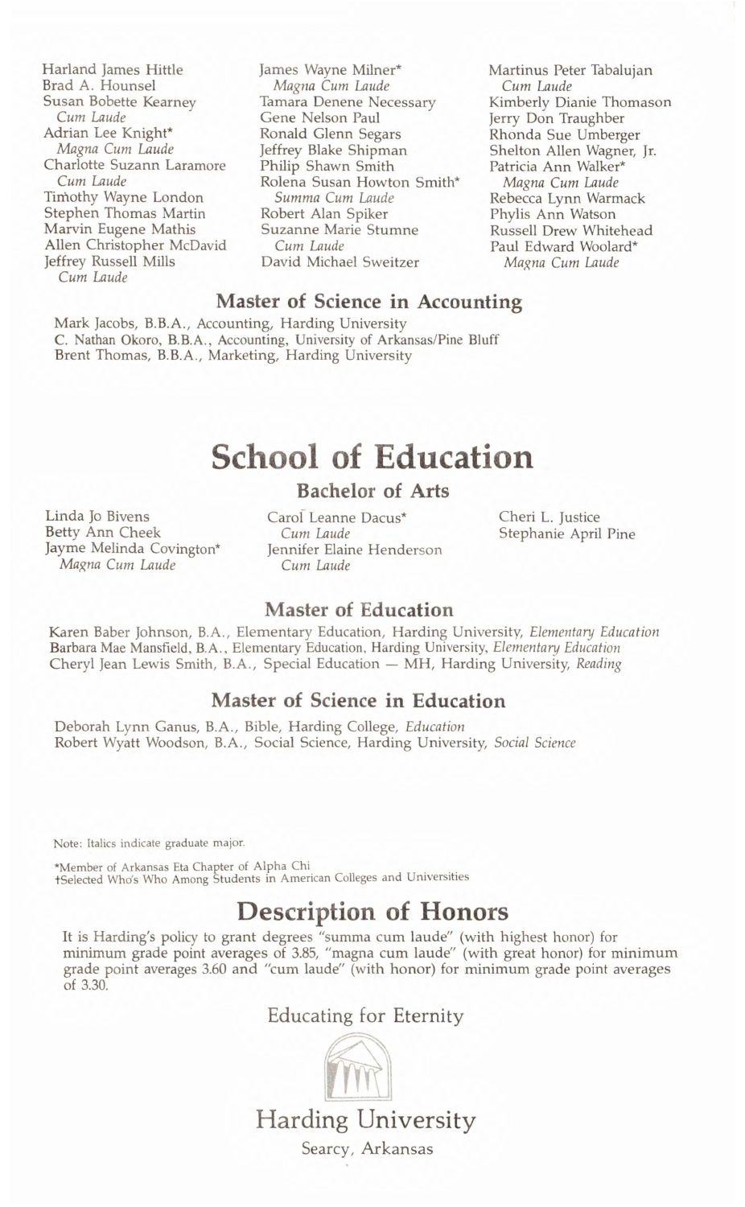Harland James Hittle
Brad A. Hounsel
Susan Bobette Kearney
*Cum Laude*
Adrian Lee Knight*
*Magna Cum Laude*
Charlotte Suzann Laramore
*Cum Laude*
Timothy Wayne London
Stephen Thomas Martin
Marvin Eugene Mathis
Allen Christopher McDavid
Jeffrey Russell Mills
*Cum Laude*

James Wayne Milner*
*Magna Cum Laude*
Tamara Denene Necessary
Gene Nelson Paul
Ronald Glenn Segars
Jeffrey Blake Shipman
Philip Shawn Smith
Rolena Susan Howton Smith*
*Summa Cum Laude*
Robert Alan Spiker
Suzanne Marie Stumne
*Cum Laude*
David Michael Sweitzer

Martinus Peter Tabalujan
*Cum Laude*
Kimberly Dianie Thomason
Jerry Don Traughber
Rhonda Sue Umberger
Shelton Allen Wagner, Jr.
Patricia Ann Walker*
*Magna Cum Laude*
Rebecca Lynn Warmack
Phylis Ann Watson
Russell Drew Whitehead
Paul Edward Woolard*
*Magna Cum Laude*

### Master of Science in Accounting

Mark Jacobs, B.B.A., Accounting, Harding University
C. Nathan Okoro, B.B.A., Accounting, University of Arkansas/Pine Bluff
Brent Thomas, B.B.A., Marketing, Harding University

# School of Education

### Bachelor of Arts

Linda Jo Bivens
Betty Ann Cheek
Jayme Melinda Covington†
*Magna Cum Laude*

Carol Leanne Dacus*
*Cum Laude*
Jennifer Elaine Henderson
*Cum Laude*

Cheri L. Justice
Stephanie April Pine

### Master of Education

Karen Baber Johnson, B.A., Elementary Education, Harding University, *Elementary Education*
Barbara Mae Mansfield, B.A., Elementary Education, Harding University, *Elementary Education*
Cheryl Jean Lewis Smith, B.A., Special Education — MH, Harding University, *Reading*

### Master of Science in Education

Deborah Lynn Ganus, B.A., Bible, Harding College, *Education*
Robert Wyatt Woodson, B.A., Social Science, Harding University, *Social Science*

Note: Italics indicate graduate major.

*Member of Arkansas Eta Chapter of Alpha Chi
†Selected Who's Who Among Students in American Colleges and Universities

## Description of Honors

It is Harding's policy to grant degrees "summa cum laude" (with highest honor) for minimum grade point averages of 3.85, "magna cum laude" (with great honor) for minimum grade point averages 3.60 and "cum laude" (with honor) for minimum grade point averages of 3.30.

Educating for Eternity

Harding University
Searcy, Arkansas